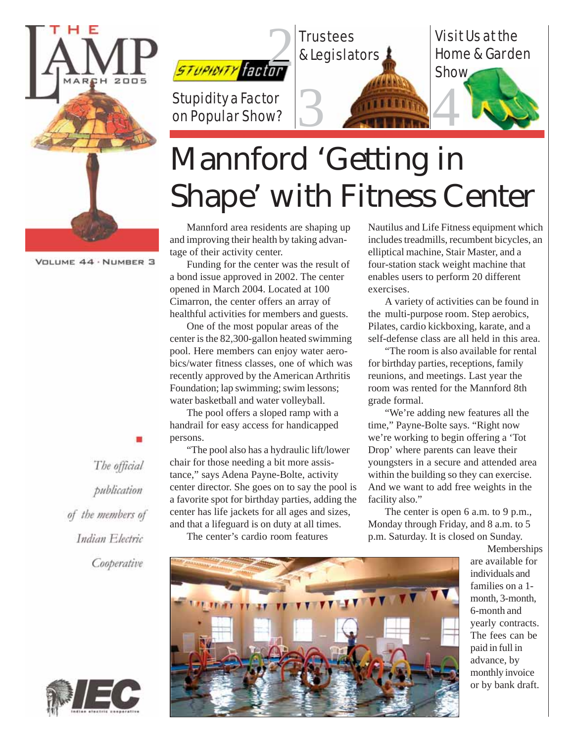# THE LAMP

MARCH 2005

VOLUME 44 · NUMBER 3

*The official publication of the members of Indian Electric Cooperative*

2 Stupidity a Factor on Popular Show?

3 Trustees & Legislators

4 Visit Us at the Home & Garden Show

# Mannford 'Getting in Shape' with Fitness Center

Mannford area residents are shaping up and improving their health by taking advantage of their activity center.

Funding for the center was the result of a bond issue approved in 2002. The center opened in March 2004. Located at 100 Cimarron, the center offers an array of healthful activities for members and guests.

One of the most popular areas of the center is the 82,300-gallon heated swimming pool. Here members can enjoy water aerobics/water fitness classes, one of which was recently approved by the American Arthritis Foundation; lap swimming; swim lessons; water basketball and water volleyball.

The pool offers a sloped ramp with a handrail for easy access for handicapped persons.

"The pool also has a hydraulic lift/lower chair for those needing a bit more assistance," says Adena Payne-Bolte, activity center director. She goes on to say the pool is a favorite spot for birthday parties, adding the center has life jackets for all ages and sizes, and that a lifeguard is on duty at all times.

The center's cardio room features Nautilus and Life Fitness equipment which includes treadmills, recumbent bicycles, an elliptical machine, Stair Master, and a four-station stack weight machine that enables users to perform 20 different exercises.

A variety of activities can be found in the multi-purpose room. Step aerobics, Pilates, cardio kickboxing, karate, and a self-defense class are all held in this area.

"The room is also available for rental for birthday parties, receptions, family reunions, and meetings. Last year the room was rented for the Mannford 8th grade formal.

"We're adding new features all the time," Payne-Bolte says. "Right now we're working to begin offering a 'Tot Drop' where parents can leave their youngsters in a secure and attended area within the building so they can exercise. And we want to add free weights in the facility also."

The center is open 6 a.m. to 9 p.m., Monday through Friday, and 8 a.m. to 5 p.m. Saturday. It is closed on Sunday.

Memberships are available for individuals and families on a 1-month, 3-month, 6-month and yearly contracts. The fees can be paid in full in advance, by monthly invoice or by bank draft.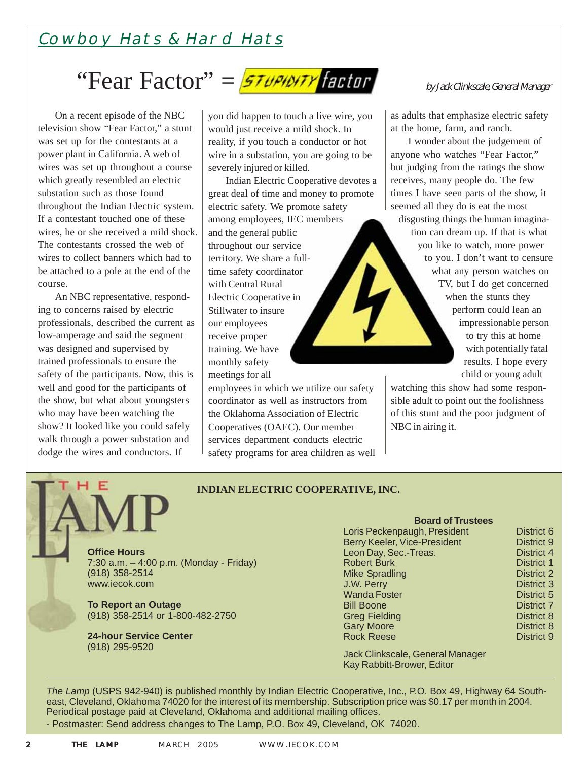## Cowboy Hats & Hard Hats

# "Fear Factor" = STUPIDITY factor

*by Jack Clinkscale, General Manager*

On a recent episode of the NBC television show "Fear Factor," a stunt was set up for the contestants at a power plant in California. A web of wires was set up throughout a course which greatly resembled an electric substation such as those found throughout the Indian Electric system. If a contestant touched one of these wires, he or she received a mild shock. The contestants crossed the web of wires to collect banners which had to be attached to a pole at the end of the course.

An NBC representative, responding to concerns raised by electric professionals, described the current as low-amperage and said the segment was designed and supervised by trained professionals to ensure the safety of the participants. Now, this is well and good for the participants of the show, but what about youngsters who may have been watching the show? It looked like you could safely walk through a power substation and dodge the wires and conductors. If you did happen to touch a live wire, you would just receive a mild shock. In reality, if you touch a conductor or hot wire in a substation, you are going to be severely injured or killed.

Indian Electric Cooperative devotes a great deal of time and money to promote electric safety. We promote safety among employees, IEC members and the general public throughout our service territory. We share a full-time safety coordinator with Central Rural Electric Cooperative in Stillwater to insure our employees receive proper training. We have monthly safety meetings for all employees in which we utilize our safety coordinator as well as instructors from the Oklahoma Association of Electric Cooperatives (OAEC). Our member services department conducts electric safety programs for area children as well as adults that emphasize electric safety at the home, farm, and ranch.

I wonder about the judgement of anyone who watches "Fear Factor," but judging from the ratings the show receives, many people do. The few times I have seen parts of the show, it seemed all they do is eat the most disgusting things the human imagination can dream up. If that is what you like to watch, more power to you. I don't want to censure what any person watches on TV, but I do get concerned when the stunts they perform could lean an impressionable person to try this at home with potentially fatal results. I hope every child or young adult watching this show had some responsible adult to point out the foolishness of this stunt and the poor judgment of NBC in airing it.

---

## THE LAMP

**INDIAN ELECTRIC COOPERATIVE, INC.**

**Office Hours**
7:30 a.m. – 4:00 p.m. (Monday - Friday)
(918) 358-2514
www.iecok.com

**To Report an Outage**
(918) 358-2514 or 1-800-482-2750

**24-hour Service Center**
(918) 295-9520

**Board of Trustees**

| | |
|---|---|
| Loris Peckenpaugh, President | District 6 |
| Berry Keeler, Vice-President | District 9 |
| Leon Day, Sec.-Treas. | District 4 |
| Robert Burk | District 1 |
| Mike Spradling | District 2 |
| J.W. Perry | District 3 |
| Wanda Foster | District 5 |
| Bill Boone | District 7 |
| Greg Fielding | District 8 |
| Gary Moore | District 8 |
| Rock Reese | District 9 |

Jack Clinkscale, General Manager
Kay Rabbitt-Brower, Editor

*The Lamp* (USPS 942-940) is published monthly by Indian Electric Cooperative, Inc., P.O. Box 49, Highway 64 Southeast, Cleveland, Oklahoma 74020 for the interest of its membership. Subscription price was $0.17 per month in 2004. Periodical postage paid at Cleveland, Oklahoma and additional mailing offices.
- Postmaster: Send address changes to The Lamp, P.O. Box 49, Cleveland, OK 74020.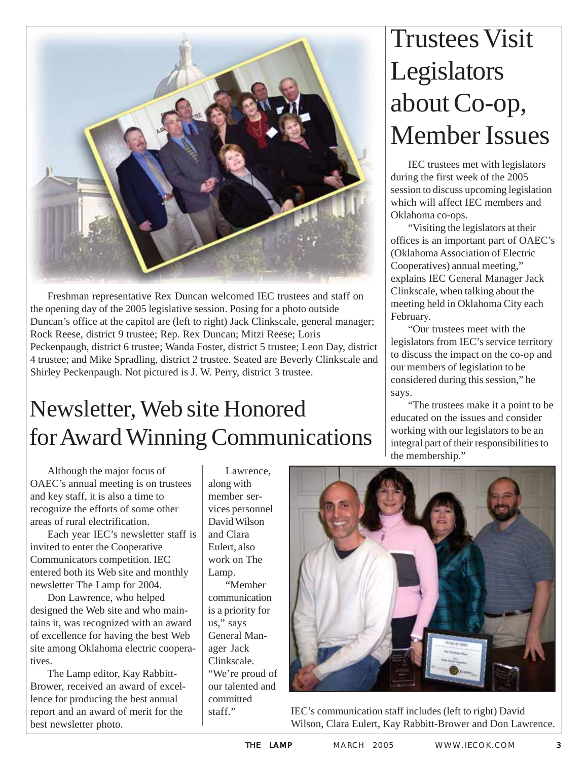# Trustees Visit Legislators about Co-op, Member Issues

Freshman representative Rex Duncan welcomed IEC trustees and staff on the opening day of the 2005 legislative session. Posing for a photo outside Duncan's office at the capitol are (left to right) Jack Clinkscale, general manager; Rock Reese, district 9 trustee; Rep. Rex Duncan; Mitzi Reese; Loris Peckenpaugh, district 6 trustee; Wanda Foster, district 5 trustee; Leon Day, district 4 trustee; and Mike Spradling, district 2 trustee. Seated are Beverly Clinkscale and Shirley Peckenpaugh. Not pictured is J. W. Perry, district 3 trustee.

IEC trustees met with legislators during the first week of the 2005 session to discuss upcoming legislation which will affect IEC members and Oklahoma co-ops.

"Visiting the legislators at their offices is an important part of OAEC's (Oklahoma Association of Electric Cooperatives) annual meeting," explains IEC General Manager Jack Clinkscale, when talking about the meeting held in Oklahoma City each February.

"Our trustees meet with the legislators from IEC's service territory to discuss the impact on the co-op and our members of legislation to be considered during this session," he says.

"The trustees make it a point to be educated on the issues and consider working with our legislators to be an integral part of their responsibilities to the membership."

# Newsletter, Web site Honored for Award Winning Communications

Although the major focus of OAEC's annual meeting is on trustees and key staff, it is also a time to recognize the efforts of some other areas of rural electrification.

Each year IEC's newsletter staff is invited to enter the Cooperative Communicators competition. IEC entered both its Web site and monthly newsletter The Lamp for 2004.

Don Lawrence, who helped designed the Web site and who maintains it, was recognized with an award of excellence for having the best Web site among Oklahoma electric cooperatives.

The Lamp editor, Kay Rabbitt-Brower, received an award of excellence for producing the best annual report and an award of merit for the best newsletter photo.

Lawrence, along with member services personnel David Wilson and Clara Eulert, also work on The Lamp.

"Member communication is a priority for us," says General Manager Jack Clinkscale. "We're proud of our talented and committed staff."

IEC's communication staff includes (left to right) David Wilson, Clara Eulert, Kay Rabbitt-Brower and Don Lawrence.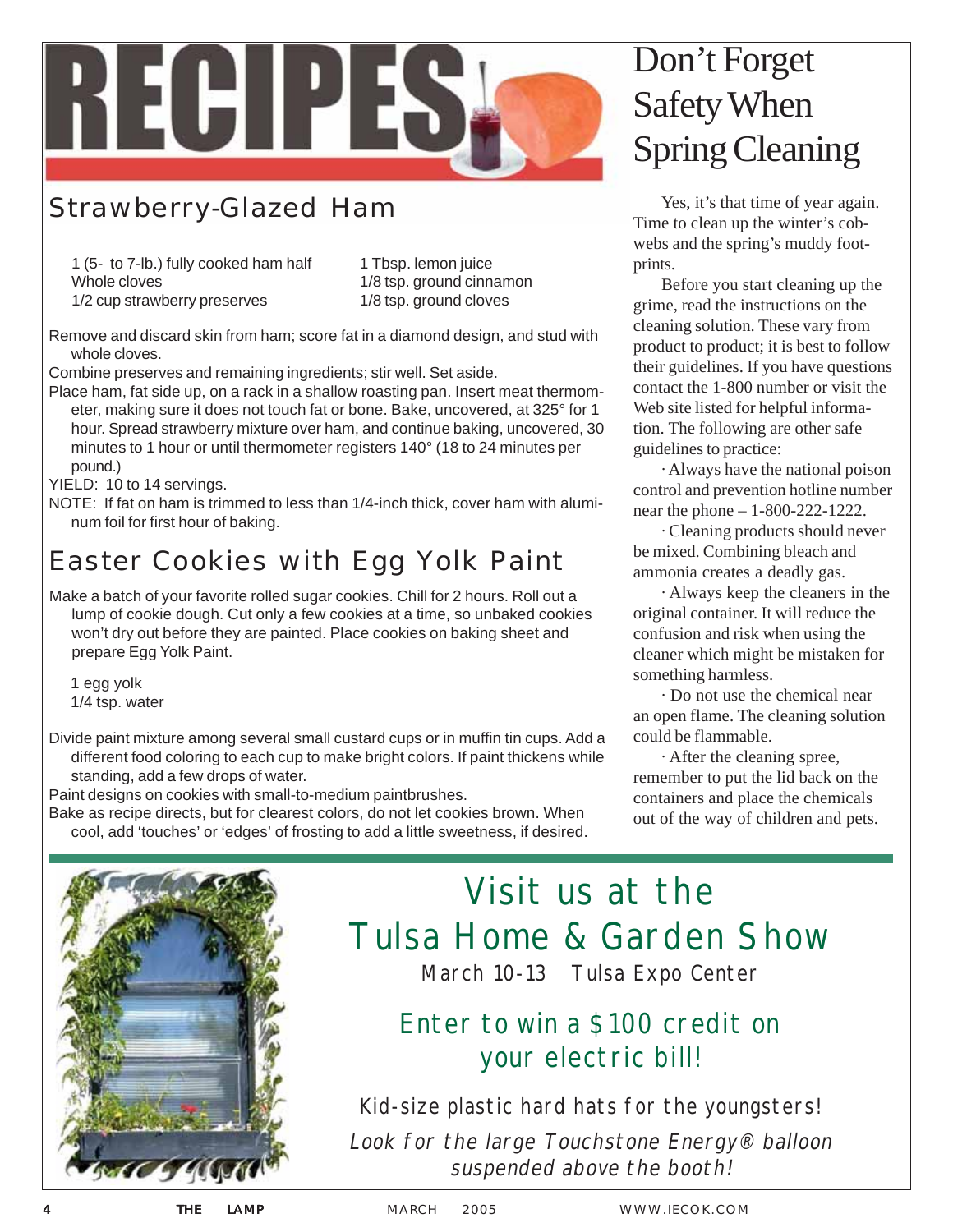# RECIPES

## Strawberry-Glazed Ham

1 (5- to 7-lb.) fully cooked ham half
Whole cloves
1/2 cup strawberry preserves
1 Tbsp. lemon juice
1/8 tsp. ground cinnamon
1/8 tsp. ground cloves

Remove and discard skin from ham; score fat in a diamond design, and stud with whole cloves.

Combine preserves and remaining ingredients; stir well. Set aside.

Place ham, fat side up, on a rack in a shallow roasting pan. Insert meat thermometer, making sure it does not touch fat or bone. Bake, uncovered, at 325° for 1 hour. Spread strawberry mixture over ham, and continue baking, uncovered, 30 minutes to 1 hour or until thermometer registers 140° (18 to 24 minutes per pound.)

YIELD: 10 to 14 servings.

NOTE: If fat on ham is trimmed to less than 1/4-inch thick, cover ham with aluminum foil for first hour of baking.

## Easter Cookies with Egg Yolk Paint

Make a batch of your favorite rolled sugar cookies. Chill for 2 hours. Roll out a lump of cookie dough. Cut only a few cookies at a time, so unbaked cookies won't dry out before they are painted. Place cookies on baking sheet and prepare Egg Yolk Paint.

1 egg yolk
1/4 tsp. water

Divide paint mixture among several small custard cups or in muffin tin cups. Add a different food coloring to each cup to make bright colors. If paint thickens while standing, add a few drops of water.

Paint designs on cookies with small-to-medium paintbrushes.

Bake as recipe directs, but for clearest colors, do not let cookies brown. When cool, add 'touches' or 'edges' of frosting to add a little sweetness, if desired.

# Don't Forget Safety When Spring Cleaning

Yes, it's that time of year again. Time to clean up the winter's cobwebs and the spring's muddy footprints.

Before you start cleaning up the grime, read the instructions on the cleaning solution. These vary from product to product; it is best to follow their guidelines. If you have questions contact the 1-800 number or visit the Web site listed for helpful information. The following are other safe guidelines to practice:

· Always have the national poison control and prevention hotline number near the phone – 1-800-222-1222.

· Cleaning products should never be mixed. Combining bleach and ammonia creates a deadly gas.

· Always keep the cleaners in the original container. It will reduce the confusion and risk when using the cleaner which might be mistaken for something harmless.

· Do not use the chemical near an open flame. The cleaning solution could be flammable.

· After the cleaning spree, remember to put the lid back on the containers and place the chemicals out of the way of children and pets.

# Visit us at the Tulsa Home & Garden Show

March 10-13 Tulsa Expo Center

## Enter to win a $100 credit on your electric bill!

Kid-size plastic hard hats for the youngsters!

*Look for the large Touchstone Energy® balloon suspended above the booth!*